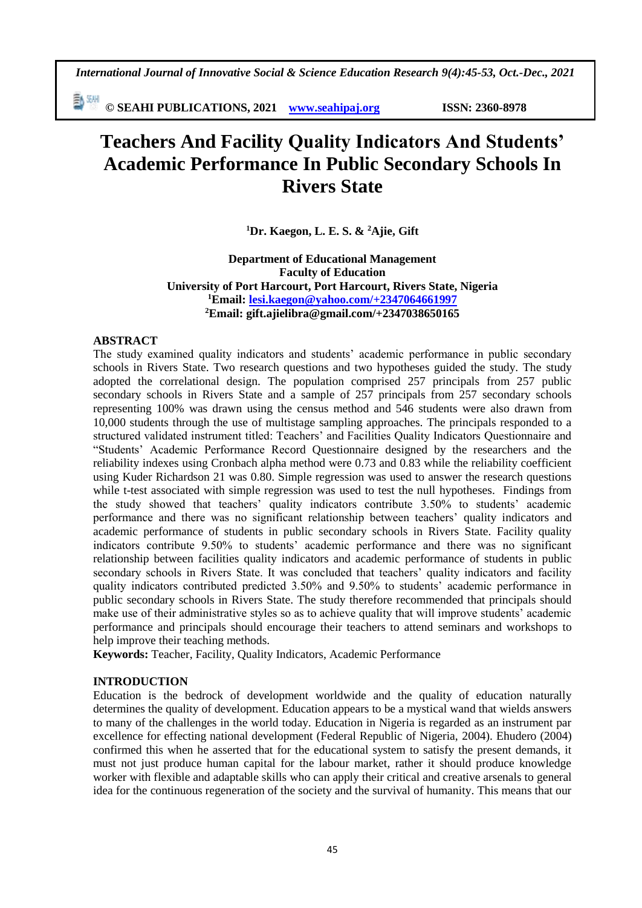# Teachers And Facility Quality Indicators And Students' Academic Performance In Public Secondary Schools In Rivers State

**[1]Dr. Kaegon, L. E. S. & [2]Ajie, Gift**

**Department of Educational Management**
**Faculty of Education**
**University of Port Harcourt, Port Harcourt, Rivers State, Nigeria**
**[1]Email: lesi.kaegon@yahoo.com/+2347064661997**
**[2]Email: gift.ajielibra@gmail.com/+2347038650165**

## ABSTRACT

The study examined quality indicators and students' academic performance in public secondary schools in Rivers State. Two research questions and two hypotheses guided the study. The study adopted the correlational design. The population comprised 257 principals from 257 public secondary schools in Rivers State and a sample of 257 principals from 257 secondary schools representing 100% was drawn using the census method and 546 students were also drawn from 10,000 students through the use of multistage sampling approaches. The principals responded to a structured validated instrument titled: Teachers' and Facilities Quality Indicators Questionnaire and "Students' Academic Performance Record Questionnaire designed by the researchers and the reliability indexes using Cronbach alpha method were 0.73 and 0.83 while the reliability coefficient using Kuder Richardson 21 was 0.80. Simple regression was used to answer the research questions while t-test associated with simple regression was used to test the null hypotheses. Findings from the study showed that teachers' quality indicators contribute 3.50% to students' academic performance and there was no significant relationship between teachers' quality indicators and academic performance of students in public secondary schools in Rivers State. Facility quality indicators contribute 9.50% to students' academic performance and there was no significant relationship between facilities quality indicators and academic performance of students in public secondary schools in Rivers State. It was concluded that teachers' quality indicators and facility quality indicators contributed predicted 3.50% and 9.50% to students' academic performance in public secondary schools in Rivers State. The study therefore recommended that principals should make use of their administrative styles so as to achieve quality that will improve students' academic performance and principals should encourage their teachers to attend seminars and workshops to help improve their teaching methods.

**Keywords:** Teacher, Facility, Quality Indicators, Academic Performance

## INTRODUCTION

Education is the bedrock of development worldwide and the quality of education naturally determines the quality of development. Education appears to be a mystical wand that wields answers to many of the challenges in the world today. Education in Nigeria is regarded as an instrument par excellence for effecting national development (Federal Republic of Nigeria, 2004). Ehudero (2004) confirmed this when he asserted that for the educational system to satisfy the present demands, it must not just produce human capital for the labour market, rather it should produce knowledge worker with flexible and adaptable skills who can apply their critical and creative arsenals to general idea for the continuous regeneration of the society and the survival of humanity. This means that our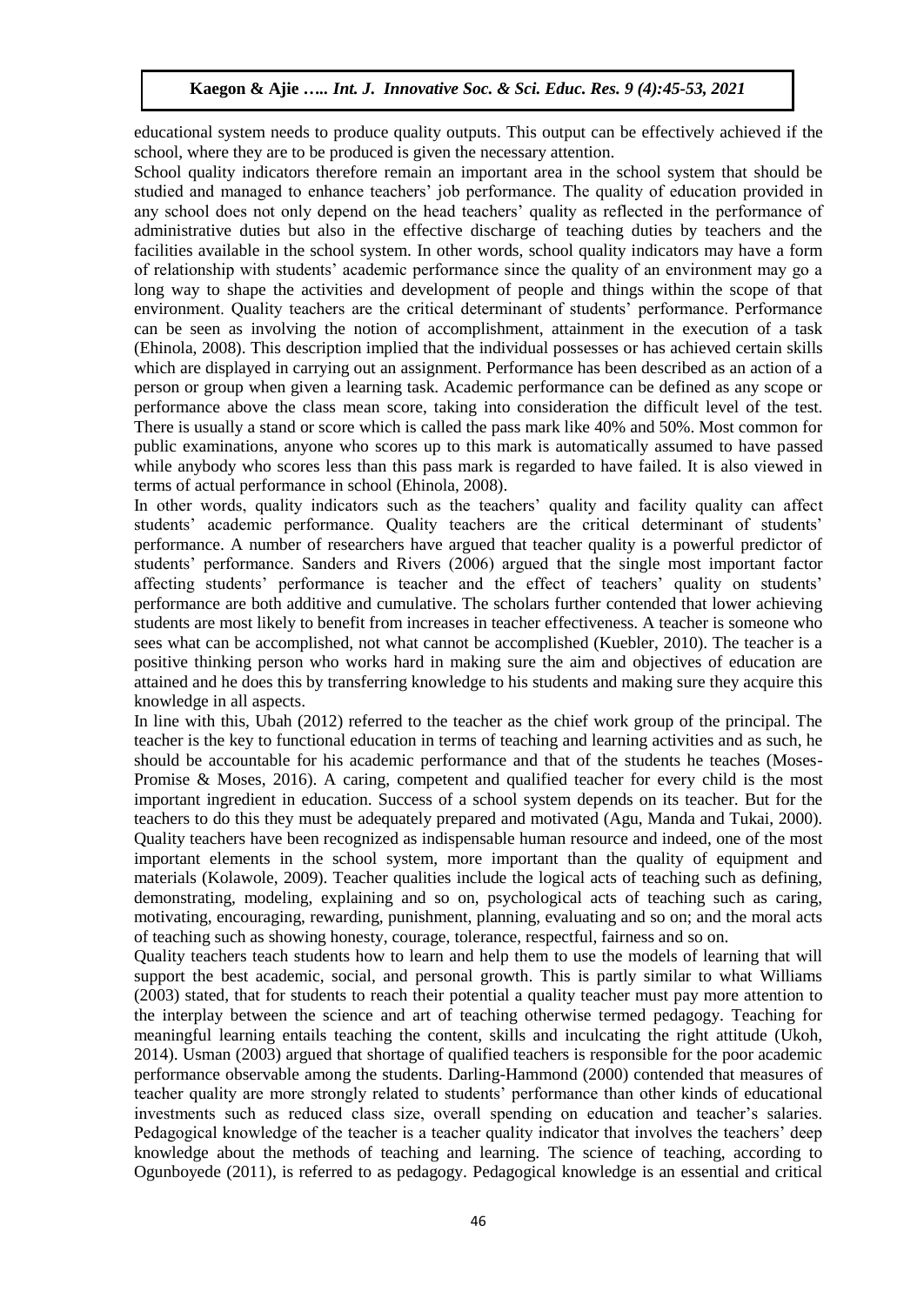educational system needs to produce quality outputs. This output can be effectively achieved if the school, where they are to be produced is given the necessary attention.

School quality indicators therefore remain an important area in the school system that should be studied and managed to enhance teachers' job performance. The quality of education provided in any school does not only depend on the head teachers' quality as reflected in the performance of administrative duties but also in the effective discharge of teaching duties by teachers and the facilities available in the school system. In other words, school quality indicators may have a form of relationship with students' academic performance since the quality of an environment may go a long way to shape the activities and development of people and things within the scope of that environment. Quality teachers are the critical determinant of students' performance. Performance can be seen as involving the notion of accomplishment, attainment in the execution of a task (Ehinola, 2008). This description implied that the individual possesses or has achieved certain skills which are displayed in carrying out an assignment. Performance has been described as an action of a person or group when given a learning task. Academic performance can be defined as any scope or performance above the class mean score, taking into consideration the difficult level of the test. There is usually a stand or score which is called the pass mark like 40% and 50%. Most common for public examinations, anyone who scores up to this mark is automatically assumed to have passed while anybody who scores less than this pass mark is regarded to have failed. It is also viewed in terms of actual performance in school (Ehinola, 2008).

In other words, quality indicators such as the teachers' quality and facility quality can affect students' academic performance. Quality teachers are the critical determinant of students' performance. A number of researchers have argued that teacher quality is a powerful predictor of students' performance. Sanders and Rivers (2006) argued that the single most important factor affecting students' performance is teacher and the effect of teachers' quality on students' performance are both additive and cumulative. The scholars further contended that lower achieving students are most likely to benefit from increases in teacher effectiveness. A teacher is someone who sees what can be accomplished, not what cannot be accomplished (Kuebler, 2010). The teacher is a positive thinking person who works hard in making sure the aim and objectives of education are attained and he does this by transferring knowledge to his students and making sure they acquire this knowledge in all aspects.

In line with this, Ubah (2012) referred to the teacher as the chief work group of the principal. The teacher is the key to functional education in terms of teaching and learning activities and as such, he should be accountable for his academic performance and that of the students he teaches (Moses-Promise & Moses, 2016). A caring, competent and qualified teacher for every child is the most important ingredient in education. Success of a school system depends on its teacher. But for the teachers to do this they must be adequately prepared and motivated (Agu, Manda and Tukai, 2000). Quality teachers have been recognized as indispensable human resource and indeed, one of the most important elements in the school system, more important than the quality of equipment and materials (Kolawole, 2009). Teacher qualities include the logical acts of teaching such as defining, demonstrating, modeling, explaining and so on, psychological acts of teaching such as caring, motivating, encouraging, rewarding, punishment, planning, evaluating and so on; and the moral acts of teaching such as showing honesty, courage, tolerance, respectful, fairness and so on.

Quality teachers teach students how to learn and help them to use the models of learning that will support the best academic, social, and personal growth. This is partly similar to what Williams (2003) stated, that for students to reach their potential a quality teacher must pay more attention to the interplay between the science and art of teaching otherwise termed pedagogy. Teaching for meaningful learning entails teaching the content, skills and inculcating the right attitude (Ukoh, 2014). Usman (2003) argued that shortage of qualified teachers is responsible for the poor academic performance observable among the students. Darling-Hammond (2000) contended that measures of teacher quality are more strongly related to students' performance than other kinds of educational investments such as reduced class size, overall spending on education and teacher's salaries. Pedagogical knowledge of the teacher is a teacher quality indicator that involves the teachers' deep knowledge about the methods of teaching and learning. The science of teaching, according to Ogunboyede (2011), is referred to as pedagogy. Pedagogical knowledge is an essential and critical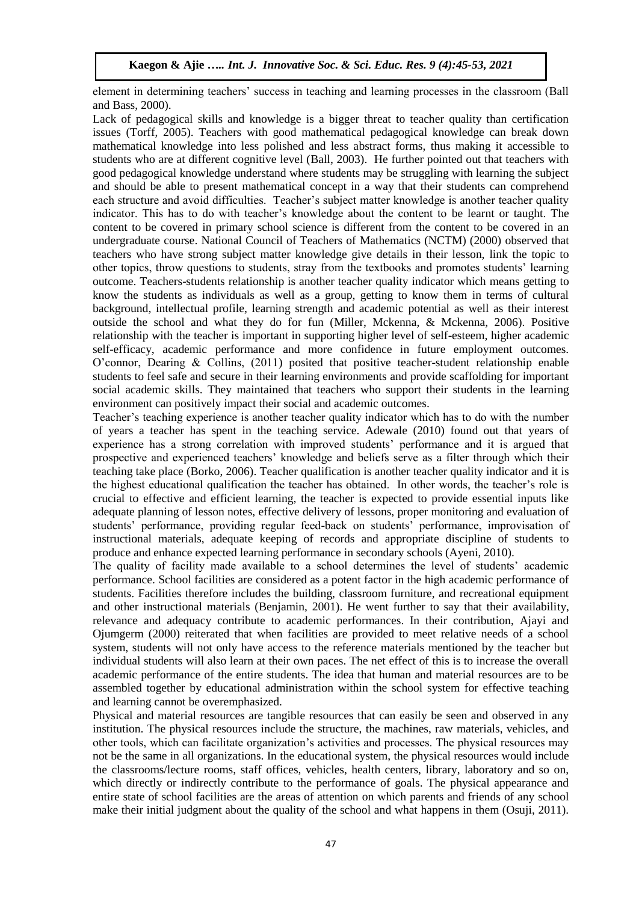element in determining teachers' success in teaching and learning processes in the classroom (Ball and Bass, 2000).

Lack of pedagogical skills and knowledge is a bigger threat to teacher quality than certification issues (Torff, 2005). Teachers with good mathematical pedagogical knowledge can break down mathematical knowledge into less polished and less abstract forms, thus making it accessible to students who are at different cognitive level (Ball, 2003). He further pointed out that teachers with good pedagogical knowledge understand where students may be struggling with learning the subject and should be able to present mathematical concept in a way that their students can comprehend each structure and avoid difficulties. Teacher's subject matter knowledge is another teacher quality indicator. This has to do with teacher's knowledge about the content to be learnt or taught. The content to be covered in primary school science is different from the content to be covered in an undergraduate course. National Council of Teachers of Mathematics (NCTM) (2000) observed that teachers who have strong subject matter knowledge give details in their lesson, link the topic to other topics, throw questions to students, stray from the textbooks and promotes students' learning outcome. Teachers-students relationship is another teacher quality indicator which means getting to know the students as individuals as well as a group, getting to know them in terms of cultural background, intellectual profile, learning strength and academic potential as well as their interest outside the school and what they do for fun (Miller, Mckenna, & Mckenna, 2006). Positive relationship with the teacher is important in supporting higher level of self-esteem, higher academic self-efficacy, academic performance and more confidence in future employment outcomes. O'connor, Dearing & Collins, (2011) posited that positive teacher-student relationship enable students to feel safe and secure in their learning environments and provide scaffolding for important social academic skills. They maintained that teachers who support their students in the learning environment can positively impact their social and academic outcomes.

Teacher's teaching experience is another teacher quality indicator which has to do with the number of years a teacher has spent in the teaching service. Adewale (2010) found out that years of experience has a strong correlation with improved students' performance and it is argued that prospective and experienced teachers' knowledge and beliefs serve as a filter through which their teaching take place (Borko, 2006). Teacher qualification is another teacher quality indicator and it is the highest educational qualification the teacher has obtained. In other words, the teacher's role is crucial to effective and efficient learning, the teacher is expected to provide essential inputs like adequate planning of lesson notes, effective delivery of lessons, proper monitoring and evaluation of students' performance, providing regular feed-back on students' performance, improvisation of instructional materials, adequate keeping of records and appropriate discipline of students to produce and enhance expected learning performance in secondary schools (Ayeni, 2010).

The quality of facility made available to a school determines the level of students' academic performance. School facilities are considered as a potent factor in the high academic performance of students. Facilities therefore includes the building, classroom furniture, and recreational equipment and other instructional materials (Benjamin, 2001). He went further to say that their availability, relevance and adequacy contribute to academic performances. In their contribution, Ajayi and Ojumgerm (2000) reiterated that when facilities are provided to meet relative needs of a school system, students will not only have access to the reference materials mentioned by the teacher but individual students will also learn at their own paces. The net effect of this is to increase the overall academic performance of the entire students. The idea that human and material resources are to be assembled together by educational administration within the school system for effective teaching and learning cannot be overemphasized.

Physical and material resources are tangible resources that can easily be seen and observed in any institution. The physical resources include the structure, the machines, raw materials, vehicles, and other tools, which can facilitate organization's activities and processes. The physical resources may not be the same in all organizations. In the educational system, the physical resources would include the classrooms/lecture rooms, staff offices, vehicles, health centers, library, laboratory and so on, which directly or indirectly contribute to the performance of goals. The physical appearance and entire state of school facilities are the areas of attention on which parents and friends of any school make their initial judgment about the quality of the school and what happens in them (Osuji, 2011).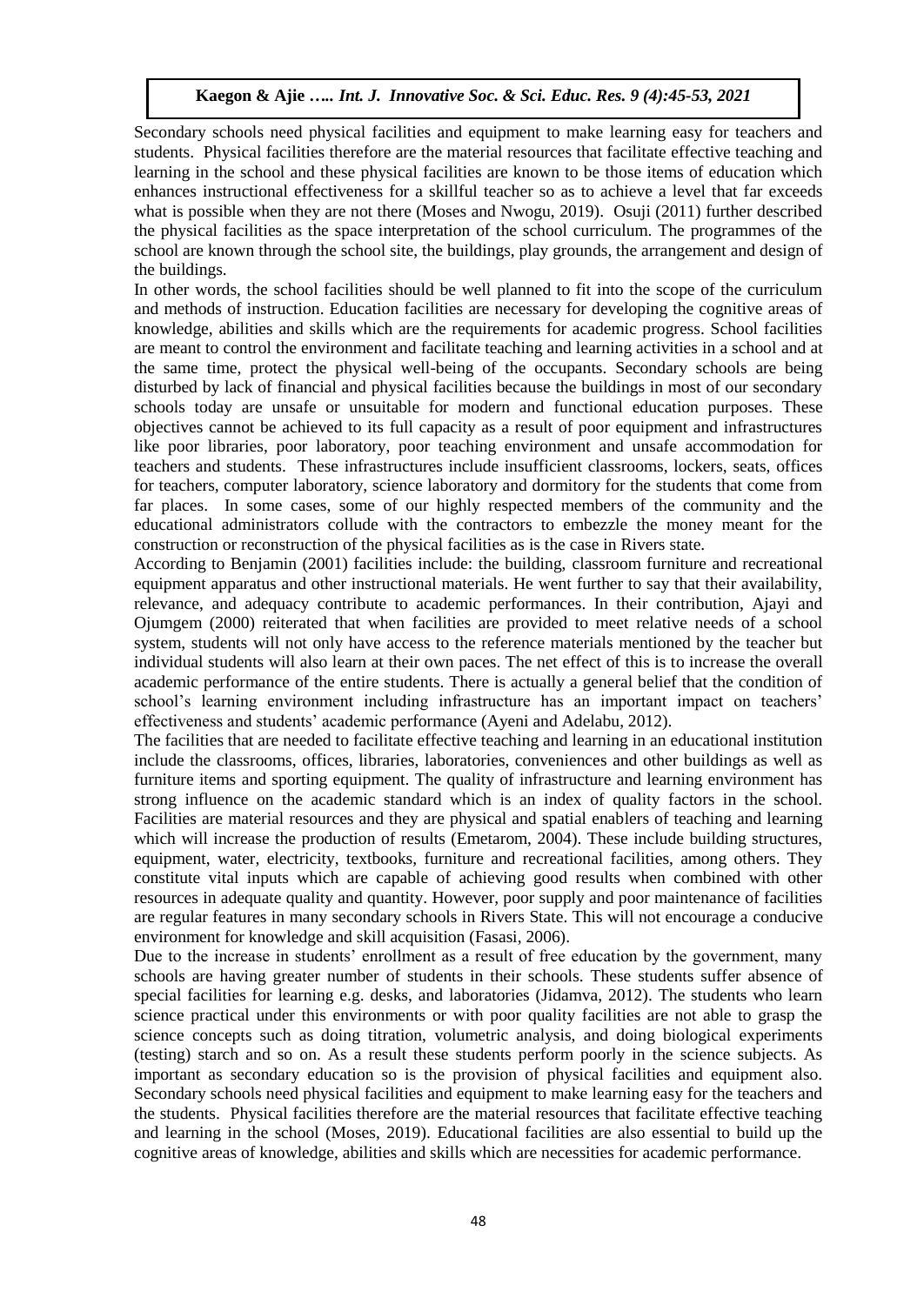Secondary schools need physical facilities and equipment to make learning easy for teachers and students. Physical facilities therefore are the material resources that facilitate effective teaching and learning in the school and these physical facilities are known to be those items of education which enhances instructional effectiveness for a skillful teacher so as to achieve a level that far exceeds what is possible when they are not there (Moses and Nwogu, 2019). Osuji (2011) further described the physical facilities as the space interpretation of the school curriculum. The programmes of the school are known through the school site, the buildings, play grounds, the arrangement and design of the buildings.

In other words, the school facilities should be well planned to fit into the scope of the curriculum and methods of instruction. Education facilities are necessary for developing the cognitive areas of knowledge, abilities and skills which are the requirements for academic progress. School facilities are meant to control the environment and facilitate teaching and learning activities in a school and at the same time, protect the physical well-being of the occupants. Secondary schools are being disturbed by lack of financial and physical facilities because the buildings in most of our secondary schools today are unsafe or unsuitable for modern and functional education purposes. These objectives cannot be achieved to its full capacity as a result of poor equipment and infrastructures like poor libraries, poor laboratory, poor teaching environment and unsafe accommodation for teachers and students. These infrastructures include insufficient classrooms, lockers, seats, offices for teachers, computer laboratory, science laboratory and dormitory for the students that come from far places. In some cases, some of our highly respected members of the community and the educational administrators collude with the contractors to embezzle the money meant for the construction or reconstruction of the physical facilities as is the case in Rivers state.

According to Benjamin (2001) facilities include: the building, classroom furniture and recreational equipment apparatus and other instructional materials. He went further to say that their availability, relevance, and adequacy contribute to academic performances. In their contribution, Ajayi and Ojumgem (2000) reiterated that when facilities are provided to meet relative needs of a school system, students will not only have access to the reference materials mentioned by the teacher but individual students will also learn at their own paces. The net effect of this is to increase the overall academic performance of the entire students. There is actually a general belief that the condition of school's learning environment including infrastructure has an important impact on teachers' effectiveness and students' academic performance (Ayeni and Adelabu, 2012).

The facilities that are needed to facilitate effective teaching and learning in an educational institution include the classrooms, offices, libraries, laboratories, conveniences and other buildings as well as furniture items and sporting equipment. The quality of infrastructure and learning environment has strong influence on the academic standard which is an index of quality factors in the school. Facilities are material resources and they are physical and spatial enablers of teaching and learning which will increase the production of results (Emetarom, 2004). These include building structures, equipment, water, electricity, textbooks, furniture and recreational facilities, among others. They constitute vital inputs which are capable of achieving good results when combined with other resources in adequate quality and quantity. However, poor supply and poor maintenance of facilities are regular features in many secondary schools in Rivers State. This will not encourage a conducive environment for knowledge and skill acquisition (Fasasi, 2006).

Due to the increase in students' enrollment as a result of free education by the government, many schools are having greater number of students in their schools. These students suffer absence of special facilities for learning e.g. desks, and laboratories (Jidamva, 2012). The students who learn science practical under this environments or with poor quality facilities are not able to grasp the science concepts such as doing titration, volumetric analysis, and doing biological experiments (testing) starch and so on. As a result these students perform poorly in the science subjects. As important as secondary education so is the provision of physical facilities and equipment also. Secondary schools need physical facilities and equipment to make learning easy for the teachers and the students. Physical facilities therefore are the material resources that facilitate effective teaching and learning in the school (Moses, 2019). Educational facilities are also essential to build up the cognitive areas of knowledge, abilities and skills which are necessities for academic performance.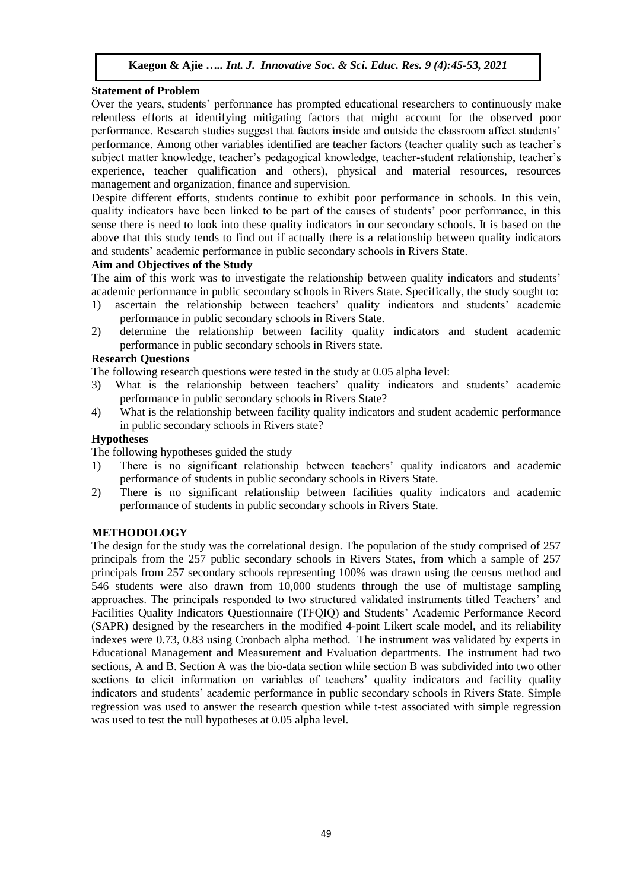**Statement of Problem**

Over the years, students' performance has prompted educational researchers to continuously make relentless efforts at identifying mitigating factors that might account for the observed poor performance. Research studies suggest that factors inside and outside the classroom affect students' performance. Among other variables identified are teacher factors (teacher quality such as teacher's subject matter knowledge, teacher's pedagogical knowledge, teacher-student relationship, teacher's experience, teacher qualification and others), physical and material resources, resources management and organization, finance and supervision.

Despite different efforts, students continue to exhibit poor performance in schools. In this vein, quality indicators have been linked to be part of the causes of students' poor performance, in this sense there is need to look into these quality indicators in our secondary schools. It is based on the above that this study tends to find out if actually there is a relationship between quality indicators and students' academic performance in public secondary schools in Rivers State.

**Aim and Objectives of the Study**

The aim of this work was to investigate the relationship between quality indicators and students' academic performance in public secondary schools in Rivers State. Specifically, the study sought to:

1) ascertain the relationship between teachers' quality indicators and students' academic performance in public secondary schools in Rivers State.
2) determine the relationship between facility quality indicators and student academic performance in public secondary schools in Rivers state.

**Research Questions**

The following research questions were tested in the study at 0.05 alpha level:

3) What is the relationship between teachers' quality indicators and students' academic performance in public secondary schools in Rivers State?
4) What is the relationship between facility quality indicators and student academic performance in public secondary schools in Rivers state?

**Hypotheses**

The following hypotheses guided the study

1) There is no significant relationship between teachers' quality indicators and academic performance of students in public secondary schools in Rivers State.
2) There is no significant relationship between facilities quality indicators and academic performance of students in public secondary schools in Rivers State.

**METHODOLOGY**

The design for the study was the correlational design. The population of the study comprised of 257 principals from the 257 public secondary schools in Rivers States, from which a sample of 257 principals from 257 secondary schools representing 100% was drawn using the census method and 546 students were also drawn from 10,000 students through the use of multistage sampling approaches. The principals responded to two structured validated instruments titled Teachers' and Facilities Quality Indicators Questionnaire (TFQIQ) and Students' Academic Performance Record (SAPR) designed by the researchers in the modified 4-point Likert scale model, and its reliability indexes were 0.73, 0.83 using Cronbach alpha method. The instrument was validated by experts in Educational Management and Measurement and Evaluation departments. The instrument had two sections, A and B. Section A was the bio-data section while section B was subdivided into two other sections to elicit information on variables of teachers' quality indicators and facility quality indicators and students' academic performance in public secondary schools in Rivers State. Simple regression was used to answer the research question while t-test associated with simple regression was used to test the null hypotheses at 0.05 alpha level.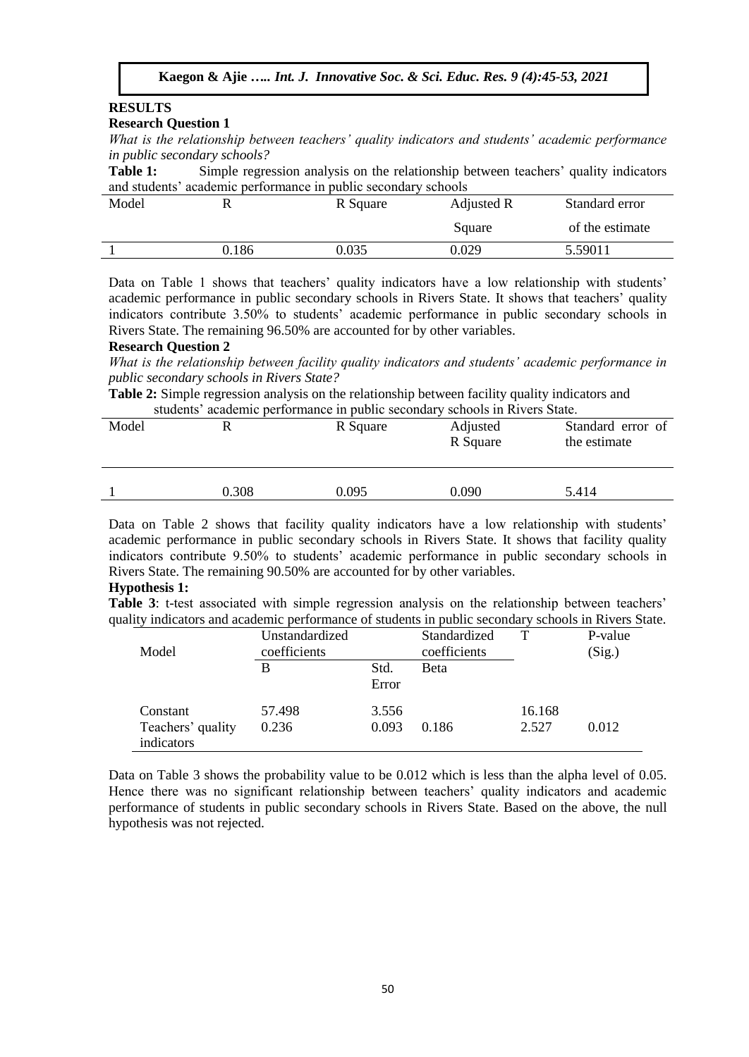## RESULTS

### Research Question 1

*What is the relationship between teachers' quality indicators and students' academic performance in public secondary schools?*

**Table 1:** Simple regression analysis on the relationship between teachers' quality indicators and students' academic performance in public secondary schools

| Model | R | R Square | Adjusted R Square | Standard error of the estimate |
|---|---|---|---|---|
| 1 | 0.186 | 0.035 | 0.029 | 5.59011 |

Data on Table 1 shows that teachers' quality indicators have a low relationship with students' academic performance in public secondary schools in Rivers State. It shows that teachers' quality indicators contribute 3.50% to students' academic performance in public secondary schools in Rivers State. The remaining 96.50% are accounted for by other variables.

### Research Question 2

*What is the relationship between facility quality indicators and students' academic performance in public secondary schools in Rivers State?*

**Table 2:** Simple regression analysis on the relationship between facility quality indicators and students' academic performance in public secondary schools in Rivers State.

| Model | R | R Square | Adjusted R Square | Standard error of the estimate |
|---|---|---|---|---|
| 1 | 0.308 | 0.095 | 0.090 | 5.414 |

Data on Table 2 shows that facility quality indicators have a low relationship with students' academic performance in public secondary schools in Rivers State. It shows that facility quality indicators contribute 9.50% to students' academic performance in public secondary schools in Rivers State. The remaining 90.50% are accounted for by other variables.

### Hypothesis 1:

**Table 3**: t-test associated with simple regression analysis on the relationship between teachers' quality indicators and academic performance of students in public secondary schools in Rivers State.

| Model | Unstandardized coefficients | | Standardized coefficients | T | P-value (Sig.) |
|---|---|---|---|---|---|
| | B | Std. Error | Beta | | |
| Constant | 57.498 | 3.556 | | 16.168 | |
| Teachers' quality indicators | 0.236 | 0.093 | 0.186 | 2.527 | 0.012 |

Data on Table 3 shows the probability value to be 0.012 which is less than the alpha level of 0.05. Hence there was no significant relationship between teachers' quality indicators and academic performance of students in public secondary schools in Rivers State. Based on the above, the null hypothesis was not rejected.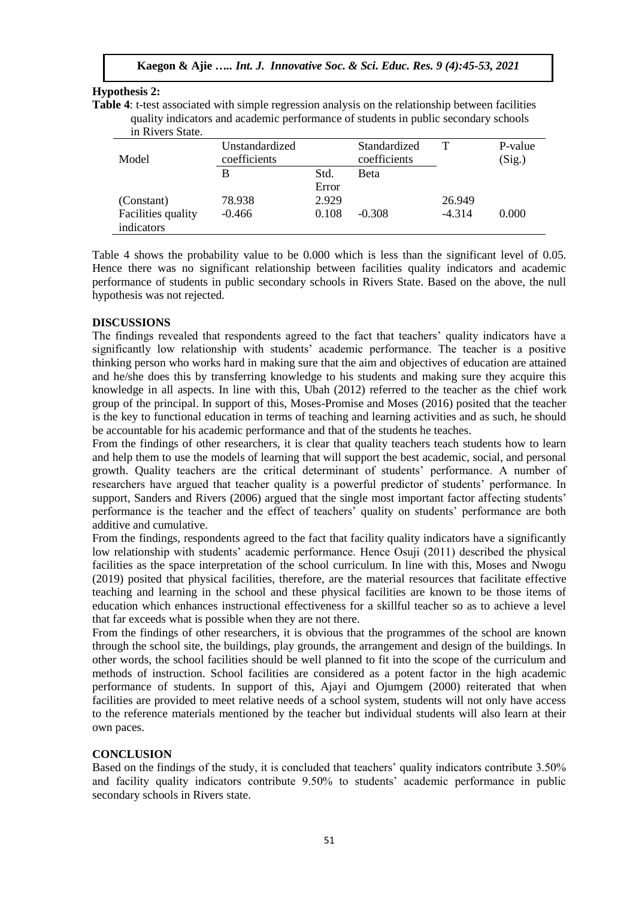**Hypothesis 2:**

**Table 4**: t-test associated with simple regression analysis on the relationship between facilities quality indicators and academic performance of students in public secondary schools in Rivers State.

| Model | Unstandardized coefficients | | Standardized coefficients | T | P-value (Sig.) |
|---|---|---|---|---|---|
| | B | Std. Error | Beta | | |
| (Constant) | 78.938 | 2.929 | | 26.949 | |
| Facilities quality indicators | -0.466 | 0.108 | -0.308 | -4.314 | 0.000 |

Table 4 shows the probability value to be 0.000 which is less than the significant level of 0.05. Hence there was no significant relationship between facilities quality indicators and academic performance of students in public secondary schools in Rivers State. Based on the above, the null hypothesis was not rejected.

## DISCUSSIONS

The findings revealed that respondents agreed to the fact that teachers' quality indicators have a significantly low relationship with students' academic performance. The teacher is a positive thinking person who works hard in making sure that the aim and objectives of education are attained and he/she does this by transferring knowledge to his students and making sure they acquire this knowledge in all aspects. In line with this, Ubah (2012) referred to the teacher as the chief work group of the principal. In support of this, Moses-Promise and Moses (2016) posited that the teacher is the key to functional education in terms of teaching and learning activities and as such, he should be accountable for his academic performance and that of the students he teaches.

From the findings of other researchers, it is clear that quality teachers teach students how to learn and help them to use the models of learning that will support the best academic, social, and personal growth. Quality teachers are the critical determinant of students' performance. A number of researchers have argued that teacher quality is a powerful predictor of students' performance. In support, Sanders and Rivers (2006) argued that the single most important factor affecting students' performance is the teacher and the effect of teachers' quality on students' performance are both additive and cumulative.

From the findings, respondents agreed to the fact that facility quality indicators have a significantly low relationship with students' academic performance. Hence Osuji (2011) described the physical facilities as the space interpretation of the school curriculum. In line with this, Moses and Nwogu (2019) posited that physical facilities, therefore, are the material resources that facilitate effective teaching and learning in the school and these physical facilities are known to be those items of education which enhances instructional effectiveness for a skillful teacher so as to achieve a level that far exceeds what is possible when they are not there.

From the findings of other researchers, it is obvious that the programmes of the school are known through the school site, the buildings, play grounds, the arrangement and design of the buildings. In other words, the school facilities should be well planned to fit into the scope of the curriculum and methods of instruction. School facilities are considered as a potent factor in the high academic performance of students. In support of this, Ajayi and Ojumgem (2000) reiterated that when facilities are provided to meet relative needs of a school system, students will not only have access to the reference materials mentioned by the teacher but individual students will also learn at their own paces.

## CONCLUSION

Based on the findings of the study, it is concluded that teachers' quality indicators contribute 3.50% and facility quality indicators contribute 9.50% to students' academic performance in public secondary schools in Rivers state.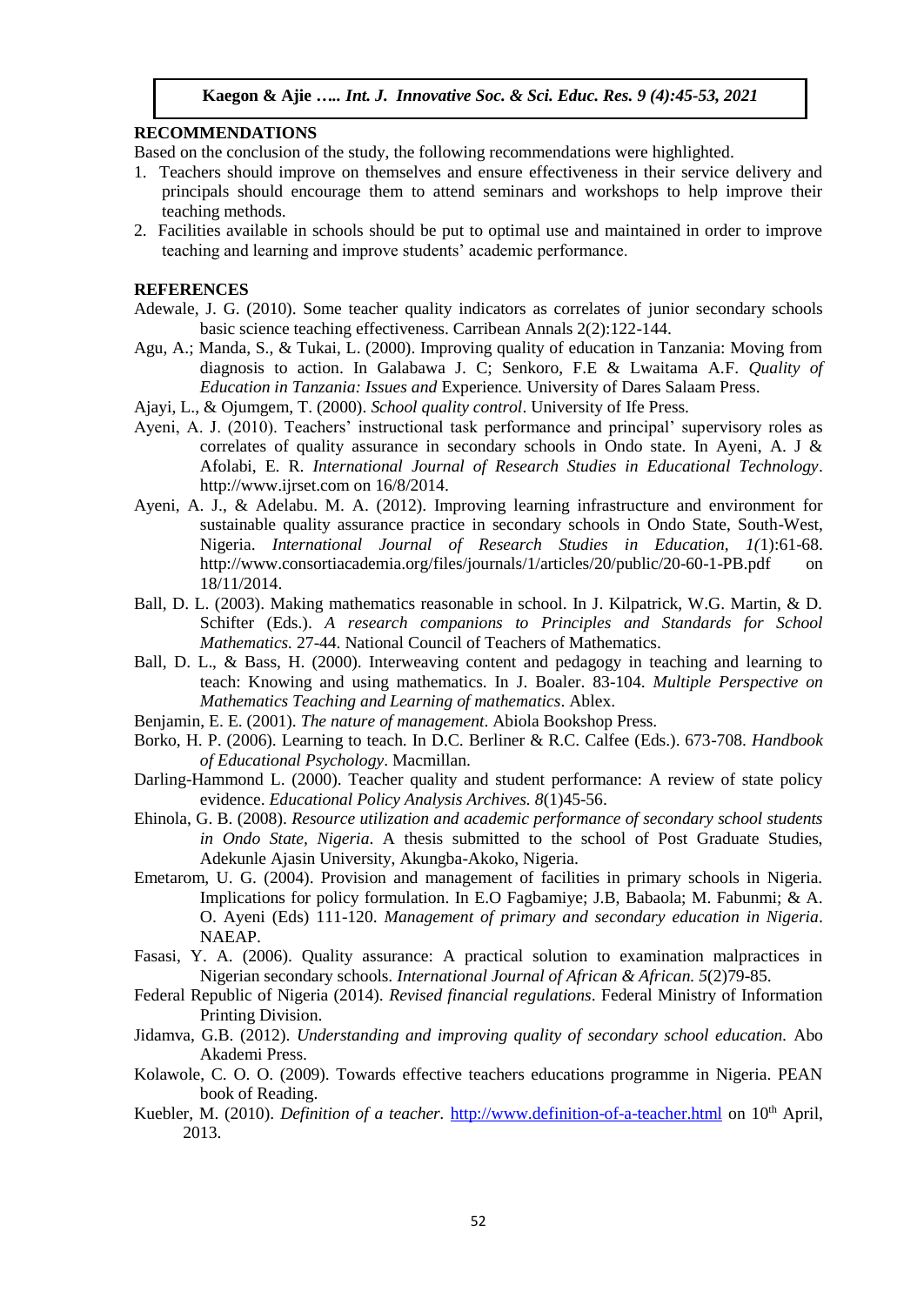## RECOMMENDATIONS

Based on the conclusion of the study, the following recommendations were highlighted.

1. Teachers should improve on themselves and ensure effectiveness in their service delivery and principals should encourage them to attend seminars and workshops to help improve their teaching methods.
2. Facilities available in schools should be put to optimal use and maintained in order to improve teaching and learning and improve students' academic performance.

## REFERENCES

Adewale, J. G. (2010). Some teacher quality indicators as correlates of junior secondary schools basic science teaching effectiveness. Carribean Annals 2(2):122-144.

Agu, A.; Manda, S., & Tukai, L. (2000). Improving quality of education in Tanzania: Moving from diagnosis to action. In Galabawa J. C; Senkoro, F.E & Lwaitama A.F. *Quality of Education in Tanzania: Issues and* Experience. University of Dares Salaam Press.

Ajayi, L., & Ojumgem, T. (2000). *School quality control*. University of Ife Press.

Ayeni, A. J. (2010). Teachers' instructional task performance and principal' supervisory roles as correlates of quality assurance in secondary schools in Ondo state. In Ayeni, A. J & Afolabi, E. R. *International Journal of Research Studies in Educational Technology*. http://www.ijrset.com on 16/8/2014.

Ayeni, A. J., & Adelabu. M. A. (2012). Improving learning infrastructure and environment for sustainable quality assurance practice in secondary schools in Ondo State, South-West, Nigeria. *International Journal of Research Studies in Education, 1(*1):61-68. http://www.consortiacademia.org/files/journals/1/articles/20/public/20-60-1-PB.pdf on 18/11/2014.

Ball, D. L. (2003). Making mathematics reasonable in school. In J. Kilpatrick, W.G. Martin, & D. Schifter (Eds.). *A research companions to Principles and Standards for School Mathematics.* 27-44. National Council of Teachers of Mathematics.

Ball, D. L., & Bass, H. (2000). Interweaving content and pedagogy in teaching and learning to teach: Knowing and using mathematics. In J. Boaler. 83-104. *Multiple Perspective on Mathematics Teaching and Learning of mathematics*. Ablex.

Benjamin, E. E. (2001). *The nature of management*. Abiola Bookshop Press.

Borko, H. P. (2006). Learning to teach. In D.C. Berliner & R.C. Calfee (Eds.). 673-708. *Handbook of Educational Psychology*. Macmillan.

Darling-Hammond L. (2000). Teacher quality and student performance: A review of state policy evidence. *Educational Policy Analysis Archives. 8*(1)45-56.

Ehinola, G. B. (2008). *Resource utilization and academic performance of secondary school students in Ondo State, Nigeria*. A thesis submitted to the school of Post Graduate Studies, Adekunle Ajasin University, Akungba-Akoko, Nigeria.

Emetarom, U. G. (2004). Provision and management of facilities in primary schools in Nigeria. Implications for policy formulation. In E.O Fagbamiye; J.B, Babaola; M. Fabunmi; & A. O. Ayeni (Eds) 111-120. *Management of primary and secondary education in Nigeria*. NAEAP.

Fasasi, Y. A. (2006). Quality assurance: A practical solution to examination malpractices in Nigerian secondary schools. *International Journal of African & African. 5*(2)79-85.

Federal Republic of Nigeria (2014). *Revised financial regulations*. Federal Ministry of Information Printing Division.

Jidamva, G.B. (2012). *Understanding and improving quality of secondary school education.* Abo Akademi Press.

Kolawole, C. O. O. (2009). Towards effective teachers educations programme in Nigeria. PEAN book of Reading.

Kuebler, M. (2010). *Definition of a teacher.* http://www.definition-of-a-teacher.html on 10th April, 2013.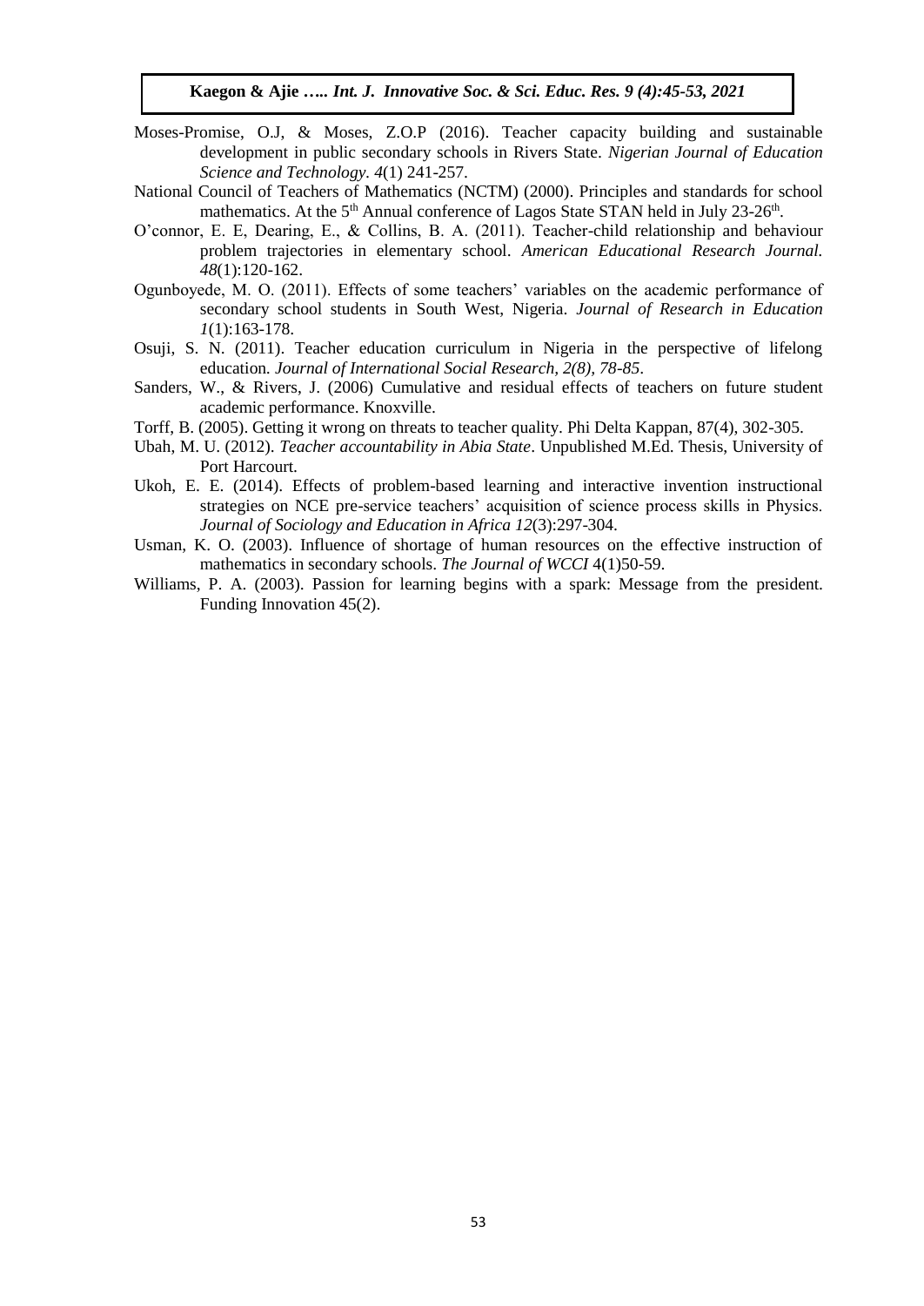Moses-Promise, O.J, & Moses, Z.O.P (2016). Teacher capacity building and sustainable development in public secondary schools in Rivers State. *Nigerian Journal of Education Science and Technology. 4*(1) 241-257.

National Council of Teachers of Mathematics (NCTM) (2000). Principles and standards for school mathematics. At the 5th Annual conference of Lagos State STAN held in July 23-26th.

O'connor, E. E, Dearing, E., & Collins, B. A. (2011). Teacher-child relationship and behaviour problem trajectories in elementary school. *American Educational Research Journal. 48*(1):120-162.

Ogunboyede, M. O. (2011). Effects of some teachers' variables on the academic performance of secondary school students in South West, Nigeria. *Journal of Research in Education 1*(1):163-178.

Osuji, S. N. (2011). Teacher education curriculum in Nigeria in the perspective of lifelong education. *Journal of International Social Research, 2(8), 78-85*.

Sanders, W., & Rivers, J. (2006) Cumulative and residual effects of teachers on future student academic performance. Knoxville.

Torff, B. (2005). Getting it wrong on threats to teacher quality. Phi Delta Kappan, 87(4), 302-305.

Ubah, M. U. (2012). *Teacher accountability in Abia State*. Unpublished M.Ed. Thesis, University of Port Harcourt.

Ukoh, E. E. (2014). Effects of problem-based learning and interactive invention instructional strategies on NCE pre-service teachers' acquisition of science process skills in Physics. *Journal of Sociology and Education in Africa 12*(3):297-304.

Usman, K. O. (2003). Influence of shortage of human resources on the effective instruction of mathematics in secondary schools. *The Journal of WCCI* 4(1)50-59.

Williams, P. A. (2003). Passion for learning begins with a spark: Message from the president. Funding Innovation 45(2).